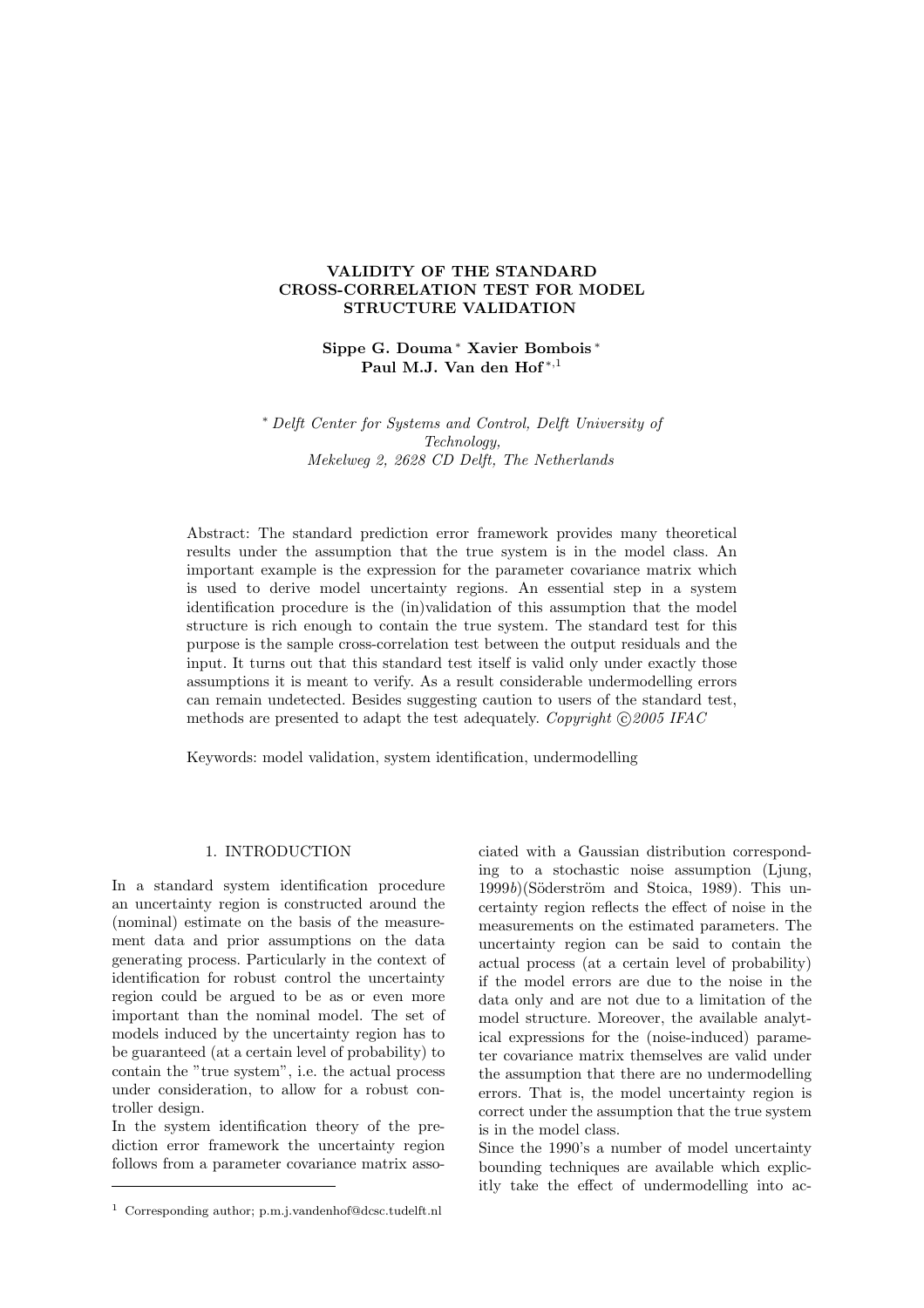# VALIDITY OF THE STANDARD CROSS-CORRELATION TEST FOR MODEL STRUCTURE VALIDATION

**Sippe G. Douma** [*] **Xavier Bombois** [*] **Paul M.J. Van den Hof** [*,1]

[*] *Delft Center for Systems and Control, Delft University of Technology, Mekelweg 2, 2628 CD Delft, The Netherlands*

Abstract: The standard prediction error framework provides many theoretical results under the assumption that the true system is in the model class. An important example is the expression for the parameter covariance matrix which is used to derive model uncertainty regions. An essential step in a system identification procedure is the (in)validation of this assumption that the model structure is rich enough to contain the true system. The standard test for this purpose is the sample cross-correlation test between the output residuals and the input. It turns out that this standard test itself is valid only under exactly those assumptions it is meant to verify. As a result considerable undermodelling errors can remain undetected. Besides suggesting caution to users of the standard test, methods are presented to adapt the test adequately. *Copyright ©2005 IFAC*

Keywords: model validation, system identification, undermodelling

## 1. INTRODUCTION

In a standard system identification procedure an uncertainty region is constructed around the (nominal) estimate on the basis of the measurement data and prior assumptions on the data generating process. Particularly in the context of identification for robust control the uncertainty region could be argued to be as or even more important than the nominal model. The set of models induced by the uncertainty region has to be guaranteed (at a certain level of probability) to contain the "true system", i.e. the actual process under consideration, to allow for a robust controller design.

In the system identification theory of the prediction error framework the uncertainty region follows from a parameter covariance matrix associated with a Gaussian distribution corresponding to a stochastic noise assumption (Ljung, 1999*b*)(Söderström and Stoica, 1989). This uncertainty region reflects the effect of noise in the measurements on the estimated parameters. The uncertainty region can be said to contain the actual process (at a certain level of probability) if the model errors are due to the noise in the data only and are not due to a limitation of the model structure. Moreover, the available analytical expressions for the (noise-induced) parameter covariance matrix themselves are valid under the assumption that there are no undermodelling errors. That is, the model uncertainty region is correct under the assumption that the true system is in the model class.

Since the 1990's a number of model uncertainty bounding techniques are available which explicitly take the effect of undermodelling into ac-

[1] Corresponding author; p.m.j.vandenhof@dcsc.tudelft.nl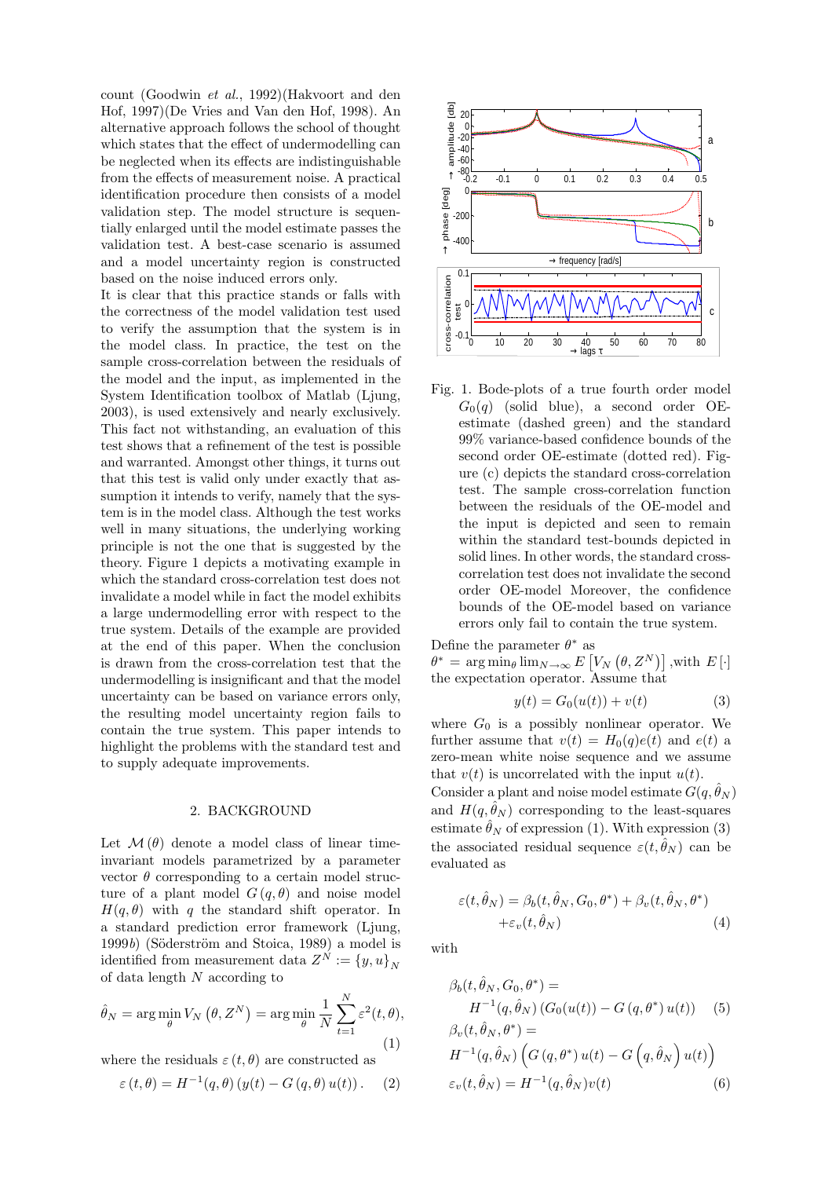count (Goodwin *et al.*, 1992)(Hakvoort and den Hof, 1997)(De Vries and Van den Hof, 1998). An alternative approach follows the school of thought which states that the effect of undermodelling can be neglected when its effects are indistinguishable from the effects of measurement noise. A practical identification procedure then consists of a model validation step. The model structure is sequentially enlarged until the model estimate passes the validation test. A best-case scenario is assumed and a model uncertainty region is constructed based on the noise induced errors only.

It is clear that this practice stands or falls with the correctness of the model validation test used to verify the assumption that the system is in the model class. In practice, the test on the sample cross-correlation between the residuals of the model and the input, as implemented in the System Identification toolbox of Matlab (Ljung, 2003), is used extensively and nearly exclusively. This fact not withstanding, an evaluation of this test shows that a refinement of the test is possible and warranted. Amongst other things, it turns out that this test is valid only under exactly that assumption it intends to verify, namely that the system is in the model class. Although the test works well in many situations, the underlying working principle is not the one that is suggested by the theory. Figure 1 depicts a motivating example in which the standard cross-correlation test does not invalidate a model while in fact the model exhibits a large undermodelling error with respect to the true system. Details of the example are provided at the end of this paper. When the conclusion is drawn from the cross-correlation test that the undermodelling is insignificant and that the model uncertainty can be based on variance errors only, the resulting model uncertainty region fails to contain the true system. This paper intends to highlight the problems with the standard test and to supply adequate improvements.

Fig. 1. Bode-plots of a true fourth order model $G_0(q)$ (solid blue), a second order OE-estimate (dashed green) and the standard 99% variance-based confidence bounds of the second order OE-estimate (dotted red). Figure (c) depicts the standard cross-correlation test. The sample cross-correlation function between the residuals of the OE-model and the input is depicted and seen to remain within the standard test-bounds depicted in solid lines. In other words, the standard cross-correlation test does not invalidate the second order OE-model Moreover, the confidence bounds of the OE-model based on variance errors only fail to contain the true system.

## 2. BACKGROUND

Let $\mathcal{M}(\theta)$ denote a model class of linear time-invariant models parametrized by a parameter vector $\theta$ corresponding to a certain model structure of a plant model $G(q,\theta)$ and noise model $H(q,\theta)$ with $q$ the standard shift operator. In a standard prediction error framework (Ljung, 1999*b*) (Söderström and Stoica, 1989) a model is identified from measurement data $Z^N := \{y,u\}_N$ of data length $N$ according to

$$\hat{\theta}_N = \arg\min_{\theta} V_N\left(\theta, Z^N\right) = \arg\min_{\theta} \frac{1}{N}\sum_{t=1}^{N}\varepsilon^2(t,\theta), \tag{1}$$

where the residuals $\varepsilon(t,\theta)$ are constructed as

$$\varepsilon(t,\theta) = H^{-1}(q,\theta)\left(y(t) - G(q,\theta)\,u(t)\right). \tag{2}$$

Define the parameter $\theta^*$ as $\theta^* = \arg\min_\theta \lim_{N\to\infty} E\left[V_N\left(\theta, Z^N\right)\right]$ ,with $E[\cdot]$ the expectation operator. Assume that

$$y(t) = G_0(u(t)) + v(t) \tag{3}$$

where $G_0$ is a possibly nonlinear operator. We further assume that $v(t) = H_0(q)e(t)$ and $e(t)$ a zero-mean white noise sequence and we assume that $v(t)$ is uncorrelated with the input $u(t)$.

Consider a plant and noise model estimate $G(q,\hat{\theta}_N)$ and $H(q,\hat{\theta}_N)$ corresponding to the least-squares estimate $\hat{\theta}_N$ of expression (1). With expression (3) the associated residual sequence $\varepsilon(t,\hat{\theta}_N)$ can be evaluated as

$$\varepsilon(t,\hat{\theta}_N) = \beta_b(t,\hat{\theta}_N,G_0,\theta^*) + \beta_v(t,\hat{\theta}_N,\theta^*) + \varepsilon_v(t,\hat{\theta}_N) \tag{4}$$

with

$$\beta_b(t,\hat{\theta}_N,G_0,\theta^*) = H^{-1}(q,\hat{\theta}_N)\left(G_0(u(t)) - G(q,\theta^*)\,u(t)\right) \tag{5}$$

$$\beta_v(t,\hat{\theta}_N,\theta^*) = H^{-1}(q,\hat{\theta}_N)\left(G(q,\theta^*)\,u(t) - G\left(q,\hat{\theta}_N\right)u(t)\right)$$

$$\varepsilon_v(t,\hat{\theta}_N) = H^{-1}(q,\hat{\theta}_N)v(t) \tag{6}$$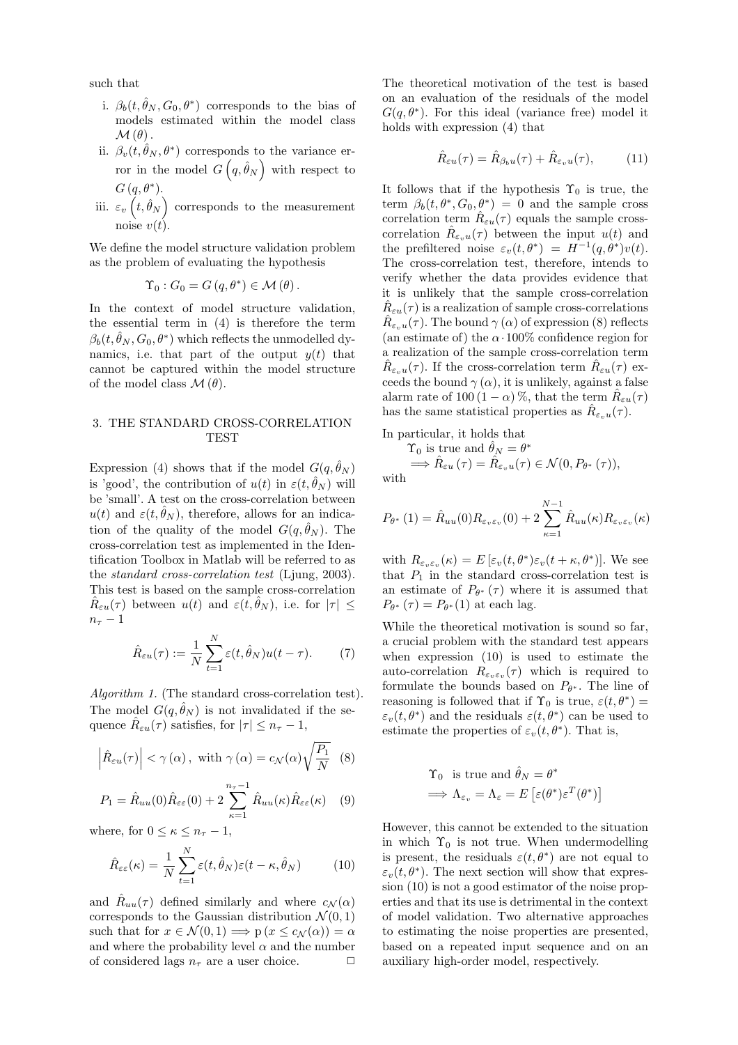such that

i. $\beta_b(t, \hat{\theta}_N, G_0, \theta^*)$ corresponds to the bias of models estimated within the model class $\mathcal{M}(\theta)$.
ii. $\beta_v(t, \hat{\theta}_N, \theta^*)$ corresponds to the variance error in the model $G\left(q, \hat{\theta}_N\right)$ with respect to $G(q, \theta^*)$.
iii. $\varepsilon_v\left(t, \hat{\theta}_N\right)$ corresponds to the measurement noise $v(t)$.

We define the model structure validation problem as the problem of evaluating the hypothesis

$$\Upsilon_0 : G_0 = G(q, \theta^*) \in \mathcal{M}(\theta).$$

In the context of model structure validation, the essential term in (4) is therefore the term $\beta_b(t, \hat{\theta}_N, G_0, \theta^*)$ which reflects the unmodelled dynamics, i.e. that part of the output $y(t)$ that cannot be captured within the model structure of the model class $\mathcal{M}(\theta)$.

## 3. THE STANDARD CROSS-CORRELATION TEST

Expression (4) shows that if the model $G(q, \hat{\theta}_N)$ is 'good', the contribution of $u(t)$ in $\varepsilon(t, \hat{\theta}_N)$ will be 'small'. A test on the cross-correlation between $u(t)$ and $\varepsilon(t, \hat{\theta}_N)$, therefore, allows for an indication of the quality of the model $G(q, \hat{\theta}_N)$. The cross-correlation test as implemented in the Identification Toolbox in Matlab will be referred to as the *standard cross-correlation test* (Ljung, 2003). This test is based on the sample cross-correlation $\hat{R}_{\varepsilon u}(\tau)$ between $u(t)$ and $\varepsilon(t, \hat{\theta}_N)$, i.e. for $|\tau| \leq n_\tau - 1$

$$\hat{R}_{\varepsilon u}(\tau) := \frac{1}{N} \sum_{t=1}^{N} \varepsilon(t, \hat{\theta}_N) u(t - \tau). \tag{7}$$

*Algorithm 1.* (The standard cross-correlation test). The model $G(q, \hat{\theta}_N)$ is not invalidated if the sequence $\hat{R}_{\varepsilon u}(\tau)$ satisfies, for $|\tau| \leq n_\tau - 1$,

$$\left|\hat{R}_{\varepsilon u}(\tau)\right| < \gamma(\alpha), \text{ with } \gamma(\alpha) = c_{\mathcal{N}}(\alpha) \sqrt{\frac{P_1}{N}} \tag{8}$$

$$P_1 = \hat{R}_{uu}(0) \hat{R}_{\varepsilon\varepsilon}(0) + 2 \sum_{\kappa=1}^{n_\tau - 1} \hat{R}_{uu}(\kappa) \hat{R}_{\varepsilon\varepsilon}(\kappa) \tag{9}$$

where, for $0 \leq \kappa \leq n_\tau - 1$,

$$\hat{R}_{\varepsilon\varepsilon}(\kappa) = \frac{1}{N} \sum_{t=1}^{N} \varepsilon(t, \hat{\theta}_N) \varepsilon(t - \kappa, \hat{\theta}_N) \tag{10}$$

and $\hat{R}_{uu}(\tau)$ defined similarly and where $c_{\mathcal{N}}(\alpha)$ corresponds to the Gaussian distribution $\mathcal{N}(0, 1)$ such that for $x \in \mathcal{N}(0, 1) \Longrightarrow \mathrm{p}(x \leq c_{\mathcal{N}}(\alpha)) = \alpha$ and where the probability level $\alpha$ and the number of considered lags $n_\tau$ are a user choice. □

The theoretical motivation of the test is based on an evaluation of the residuals of the model $G(q, \theta^*)$. For this ideal (variance free) model it holds with expression (4) that

$$\hat{R}_{\varepsilon u}(\tau) = \hat{R}_{\beta_b u}(\tau) + \hat{R}_{\varepsilon_v u}(\tau), \tag{11}$$

It follows that if the hypothesis $\Upsilon_0$ is true, the term $\beta_b(t, \theta^*, G_0, \theta^*) = 0$ and the sample cross correlation term $\hat{R}_{\varepsilon u}(\tau)$ equals the sample cross-correlation $\hat{R}_{\varepsilon_v u}(\tau)$ between the input $u(t)$ and the prefiltered noise $\varepsilon_v(t, \theta^*) = H^{-1}(q, \theta^*) v(t)$. The cross-correlation test, therefore, intends to verify whether the data provides evidence that it is unlikely that the sample cross-correlation $\hat{R}_{\varepsilon u}(\tau)$ is a realization of sample cross-correlations $\hat{R}_{\varepsilon_v u}(\tau)$. The bound $\gamma(\alpha)$ of expression (8) reflects (an estimate of) the $\alpha \cdot 100\%$ confidence region for a realization of the sample cross-correlation term $\hat{R}_{\varepsilon_v u}(\tau)$. If the cross-correlation term $\hat{R}_{\varepsilon u}(\tau)$ exceeds the bound $\gamma(\alpha)$, it is unlikely, against a false alarm rate of $100(1 - \alpha)\%$, that the term $\hat{R}_{\varepsilon u}(\tau)$ has the same statistical properties as $\hat{R}_{\varepsilon_v u}(\tau)$.

In particular, it holds that

$$\begin{aligned} &\Upsilon_0 \text{ is true and } \hat{\theta}_N = \theta^* \\ &\quad \Longrightarrow \hat{R}_{\varepsilon u}(\tau) = \hat{R}_{\varepsilon_v u}(\tau) \in \mathcal{N}(0, P_{\theta^*}(\tau)), \end{aligned}$$

with

$$P_{\theta^*}(1) = \hat{R}_{uu}(0) R_{\varepsilon_v \varepsilon_v}(0) + 2 \sum_{\kappa=1}^{N-1} \hat{R}_{uu}(\kappa) R_{\varepsilon_v \varepsilon_v}(\kappa)$$

with $R_{\varepsilon_v \varepsilon_v}(\kappa) = E\left[\varepsilon_v(t, \theta^*) \varepsilon_v(t + \kappa, \theta^*)\right]$. We see that $P_1$ in the standard cross-correlation test is an estimate of $P_{\theta^*}(\tau)$ where it is assumed that $P_{\theta^*}(\tau) = P_{\theta^*}(1)$ at each lag.

While the theoretical motivation is sound so far, a crucial problem with the standard test appears when expression (10) is used to estimate the auto-correlation $R_{\varepsilon_v \varepsilon_v}(\tau)$ which is required to formulate the bounds based on $P_{\theta^*}$. The line of reasoning is followed that if $\Upsilon_0$ is true, $\varepsilon(t, \theta^*) = \varepsilon_v(t, \theta^*)$ and the residuals $\varepsilon(t, \theta^*)$ can be used to estimate the properties of $\varepsilon_v(t, \theta^*)$. That is,

$$\begin{aligned} &\Upsilon_0 \text{ is true and } \hat{\theta}_N = \theta^* \\ &\quad \Longrightarrow \Lambda_{\varepsilon_v} = \Lambda_\varepsilon = E\left[\varepsilon(\theta^*) \varepsilon^T(\theta^*)\right] \end{aligned}$$

However, this cannot be extended to the situation in which $\Upsilon_0$ is not true. When undermodelling is present, the residuals $\varepsilon(t, \theta^*)$ are not equal to $\varepsilon_v(t, \theta^*)$. The next section will show that expression (10) is not a good estimator of the noise properties and that its use is detrimental in the context of model validation. Two alternative approaches to estimating the noise properties are presented, based on a repeated input sequence and on an auxiliary high-order model, respectively.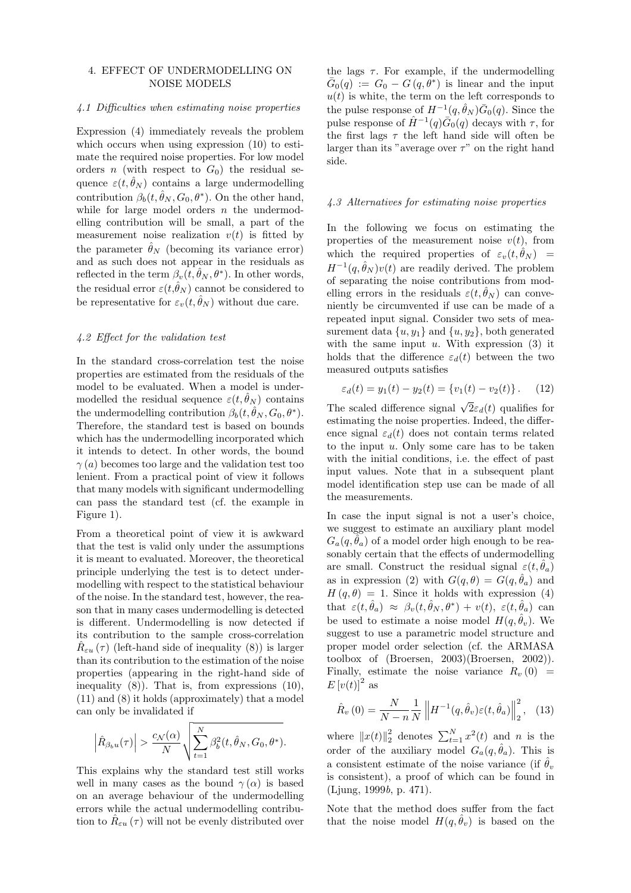## 4. EFFECT OF UNDERMODELLING ON NOISE MODELS

### 4.1 Difficulties when estimating noise properties

Expression (4) immediately reveals the problem which occurs when using expression (10) to estimate the required noise properties. For low model orders $n$ (with respect to $G_0$) the residual sequence $\varepsilon(t, \hat{\theta}_N)$ contains a large undermodelling contribution $\beta_b(t, \hat{\theta}_N, G_0, \theta^*)$. On the other hand, while for large model orders $n$ the undermodelling contribution will be small, a part of the measurement noise realization $v(t)$ is fitted by the parameter $\hat{\theta}_N$ (becoming its variance error) and as such does not appear in the residuals as reflected in the term $\beta_v(t, \hat{\theta}_N, \theta^*)$. In other words, the residual error $\varepsilon(t, \hat{\theta}_N)$ cannot be considered to be representative for $\varepsilon_v(t, \hat{\theta}_N)$ without due care.

### 4.2 Effect for the validation test

In the standard cross-correlation test the noise properties are estimated from the residuals of the model to be evaluated. When a model is undermodelled the residual sequence $\varepsilon(t, \hat{\theta}_N)$ contains the undermodelling contribution $\beta_b(t, \hat{\theta}_N, G_0, \theta^*)$. Therefore, the standard test is based on bounds which has the undermodelling incorporated which it intends to detect. In other words, the bound $\gamma(a)$ becomes too large and the validation test too lenient. From a practical point of view it follows that many models with significant undermodelling can pass the standard test (cf. the example in Figure 1).

From a theoretical point of view it is awkward that the test is valid only under the assumptions it is meant to evaluated. Moreover, the theoretical principle underlying the test is to detect undermodelling with respect to the statistical behaviour of the noise. In the standard test, however, the reason that in many cases undermodelling is detected is different. Undermodelling is now detected if its contribution to the sample cross-correlation $\hat{R}_{\varepsilon u}(\tau)$ (left-hand side of inequality (8)) is larger than its contribution to the estimation of the noise properties (appearing in the right-hand side of inequality (8)). That is, from expressions (10), (11) and (8) it holds (approximately) that a model can only be invalidated if

$$\left|\hat{R}_{\beta_b u}(\tau)\right| > \frac{c_{\mathcal{N}}(\alpha)}{N} \sqrt{\sum_{t=1}^{N} \beta_b^2(t, \hat{\theta}_N, G_0, \theta^*)}.$$

This explains why the standard test still works well in many cases as the bound $\gamma(\alpha)$ is based on an average behaviour of the undermodelling errors while the actual undermodelling contribution to $\hat{R}_{\varepsilon u}(\tau)$ will not be evenly distributed over the lags $\tau$. For example, if the undermodelling $\bar{G}_0(q) := G_0 - G(q, \theta^*)$ is linear and the input $u(t)$ is white, the term on the left corresponds to the pulse response of $H^{-1}(q, \hat{\theta}_N)\bar{G}_0(q)$. Since the pulse response of $\hat{H}^{-1}(q)\bar{G}_0(q)$ decays with $\tau$, for the first lags $\tau$ the left hand side will often be larger than its "average over $\tau$" on the right hand side.

### 4.3 Alternatives for estimating noise properties

In the following we focus on estimating the properties of the measurement noise $v(t)$, from which the required properties of $\varepsilon_v(t, \hat{\theta}_N) = H^{-1}(q, \hat{\theta}_N)v(t)$ are readily derived. The problem of separating the noise contributions from modelling errors in the residuals $\varepsilon(t, \hat{\theta}_N)$ can conveniently be circumvented if use can be made of a repeated input signal. Consider two sets of measurement data $\{u, y_1\}$ and $\{u, y_2\}$, both generated with the same input $u$. With expression (3) it holds that the difference $\varepsilon_d(t)$ between the two measured outputs satisfies

$$\varepsilon_d(t) = y_1(t) - y_2(t) = \{v_1(t) - v_2(t)\}. \quad (12)$$

The scaled difference signal $\sqrt{2}\varepsilon_d(t)$ qualifies for estimating the noise properties. Indeed, the difference signal $\varepsilon_d(t)$ does not contain terms related to the input $u$. Only some care has to be taken with the initial conditions, i.e. the effect of past input values. Note that in a subsequent plant model identification step use can be made of all the measurements.

In case the input signal is not a user's choice, we suggest to estimate an auxiliary plant model $G_a(q, \hat{\theta}_a)$ of a model order high enough to be reasonably certain that the effects of undermodelling are small. Construct the residual signal $\varepsilon(t, \hat{\theta}_a)$ as in expression (2) with $G(q, \theta) = G(q, \hat{\theta}_a)$ and $H(q, \theta) = 1$. Since it holds with expression (4) that $\varepsilon(t, \hat{\theta}_a) \approx \beta_v(t, \hat{\theta}_N, \theta^*) + v(t)$, $\varepsilon(t, \hat{\theta}_a)$ can be used to estimate a noise model $H(q, \hat{\theta}_v)$. We suggest to use a parametric model structure and proper model order selection (cf. the ARMASA toolbox of (Broersen, 2003)(Broersen, 2002)). Finally, estimate the noise variance $R_v(0) = E[v(t)]^2$ as

$$\hat{R}_v(0) = \frac{N}{N-n} \frac{1}{N} \left\| H^{-1}(q, \hat{\theta}_v)\varepsilon(t, \hat{\theta}_a) \right\|_2^2, \quad (13)$$

where $\|x(t)\|_2^2$ denotes $\sum_{t=1}^{N} x^2(t)$ and $n$ is the order of the auxiliary model $G_a(q, \hat{\theta}_a)$. This is a consistent estimate of the noise variance (if $\hat{\theta}_v$ is consistent), a proof of which can be found in (Ljung, 1999*b*, p. 471).

Note that the method does suffer from the fact that the noise model $H(q, \hat{\theta}_v)$ is based on the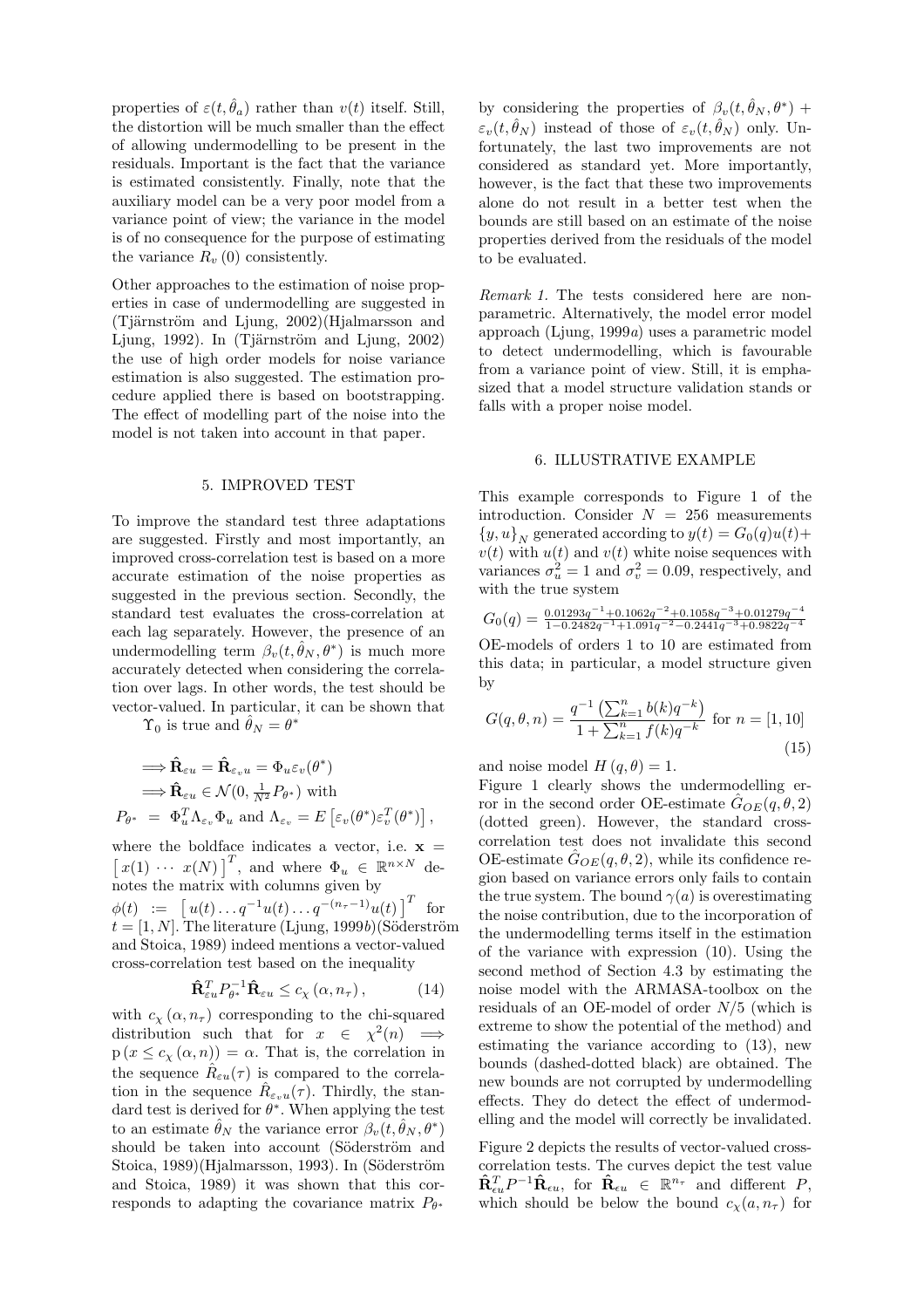properties of $\varepsilon(t, \hat{\theta}_a)$ rather than $v(t)$ itself. Still, the distortion will be much smaller than the effect of allowing undermodelling to be present in the residuals. Important is the fact that the variance is estimated consistently. Finally, note that the auxiliary model can be a very poor model from a variance point of view; the variance in the model is of no consequence for the purpose of estimating the variance $R_v(0)$ consistently.

Other approaches to the estimation of noise properties in case of undermodelling are suggested in (Tjärnström and Ljung, 2002)(Hjalmarsson and Ljung, 1992). In (Tjärnström and Ljung, 2002) the use of high order models for noise variance estimation is also suggested. The estimation procedure applied there is based on bootstrapping. The effect of modelling part of the noise into the model is not taken into account in that paper.

## 5. IMPROVED TEST

To improve the standard test three adaptations are suggested. Firstly and most importantly, an improved cross-correlation test is based on a more accurate estimation of the noise properties as suggested in the previous section. Secondly, the standard test evaluates the cross-correlation at each lag separately. However, the presence of an undermodelling term $\beta_v(t, \hat{\theta}_N, \theta^*)$ is much more accurately detected when considering the correlation over lags. In other words, the test should be vector-valued. In particular, it can be shown that
$\Upsilon_0$ is true and $\hat{\theta}_N = \theta^*$

$$\Longrightarrow \hat{\mathbf{R}}_{\varepsilon u} = \hat{\mathbf{R}}_{\varepsilon_v u} = \Phi_u \varepsilon_v(\theta^*)$$

$$\Longrightarrow \hat{\mathbf{R}}_{\varepsilon u} \in \mathcal{N}(0, \tfrac{1}{N^2} P_{\theta^*}) \text{ with}$$

$$P_{\theta^*} = \Phi_u^T \Lambda_{\varepsilon_v} \Phi_u \text{ and } \Lambda_{\varepsilon_v} = E\left[\varepsilon_v(\theta^*)\varepsilon_v^T(\theta^*)\right],$$

where the boldface indicates a vector, i.e. $\mathbf{x} = \left[\, x(1) \cdots x(N) \,\right]^T$, and where $\Phi_u \in \mathbb{R}^{n \times N}$ denotes the matrix with columns given by $\phi(t) := \left[\, u(t) \ldots q^{-1}u(t) \ldots q^{-(n_\tau - 1)}u(t) \,\right]^T$ for $t = [1, N]$. The literature (Ljung, 1999*b*)(Söderström and Stoica, 1989) indeed mentions a vector-valued cross-correlation test based on the inequality

$$\hat{\mathbf{R}}_{\varepsilon u}^T P_{\theta^*}^{-1} \hat{\mathbf{R}}_{\varepsilon u} \leq c_\chi(\alpha, n_\tau), \qquad (14)$$

with $c_\chi(\alpha, n_\tau)$ corresponding to the chi-squared distribution such that for $x \in \chi^2(n) \implies \mathrm{p}(x \leq c_\chi(\alpha, n)) = \alpha$. That is, the correlation in the sequence $\hat{R}_{\varepsilon u}(\tau)$ is compared to the correlation in the sequence $\hat{R}_{\varepsilon_v u}(\tau)$. Thirdly, the standard test is derived for $\theta^*$. When applying the test to an estimate $\hat{\theta}_N$ the variance error $\beta_v(t, \hat{\theta}_N, \theta^*)$ should be taken into account (Söderström and Stoica, 1989)(Hjalmarsson, 1993). In (Söderström and Stoica, 1989) it was shown that this corresponds to adapting the covariance matrix $P_{\theta^*}$ by considering the properties of $\beta_v(t, \hat{\theta}_N, \theta^*) + \varepsilon_v(t, \hat{\theta}_N)$ instead of those of $\varepsilon_v(t, \hat{\theta}_N)$ only. Unfortunately, the last two improvements are not considered as standard yet. More importantly, however, is the fact that these two improvements alone do not result in a better test when the bounds are still based on an estimate of the noise properties derived from the residuals of the model to be evaluated.

*Remark 1.* The tests considered here are non-parametric. Alternatively, the model error model approach (Ljung, 1999*a*) uses a parametric model to detect undermodelling, which is favourable from a variance point of view. Still, it is emphasized that a model structure validation stands or falls with a proper noise model.

## 6. ILLUSTRATIVE EXAMPLE

This example corresponds to Figure 1 of the introduction. Consider $N = 256$ measurements $\{y, u\}_N$ generated according to $y(t) = G_0(q)u(t) + v(t)$ with $u(t)$ and $v(t)$ white noise sequences with variances $\sigma_u^2 = 1$ and $\sigma_v^2 = 0.09$, respectively, and with the true system

$$G_0(q) = \frac{0.01293q^{-1} + 0.1062q^{-2} + 0.1058q^{-3} + 0.01279q^{-4}}{1 - 0.2482q^{-1} + 1.091q^{-2} - 0.2441q^{-3} + 0.9822q^{-4}}$$

OE-models of orders 1 to 10 are estimated from this data; in particular, a model structure given by

$$G(q, \theta, n) = \frac{q^{-1}\left(\sum_{k=1}^{n} b(k)q^{-k}\right)}{1 + \sum_{k=1}^{n} f(k)q^{-k}} \text{ for } n = [1, 10] \qquad (15)$$

and noise model $H(q, \theta) = 1$.

Figure 1 clearly shows the undermodelling error in the second order OE-estimate $\hat{G}_{OE}(q, \theta, 2)$ (dotted green). However, the standard cross-correlation test does not invalidate this second OE-estimate $\hat{G}_{OE}(q, \theta, 2)$, while its confidence region based on variance errors only fails to contain the true system. The bound $\gamma(a)$ is overestimating the noise contribution, due to the incorporation of the undermodelling terms itself in the estimation of the variance with expression (10). Using the second method of Section 4.3 by estimating the noise model with the ARMASA-toolbox on the residuals of an OE-model of order $N/5$ (which is extreme to show the potential of the method) and estimating the variance according to (13), new bounds (dashed-dotted black) are obtained. The new bounds are not corrupted by undermodelling effects. They do detect the effect of undermodelling and the model will correctly be invalidated.

Figure 2 depicts the results of vector-valued cross-correlation tests. The curves depict the test value $\hat{\mathbf{R}}_{\epsilon u}^T P^{-1} \hat{\mathbf{R}}_{\epsilon u}$, for $\hat{\mathbf{R}}_{\epsilon u} \in \mathbb{R}^{n_\tau}$ and different $P$, which should be below the bound $c_\chi(a, n_\tau)$ for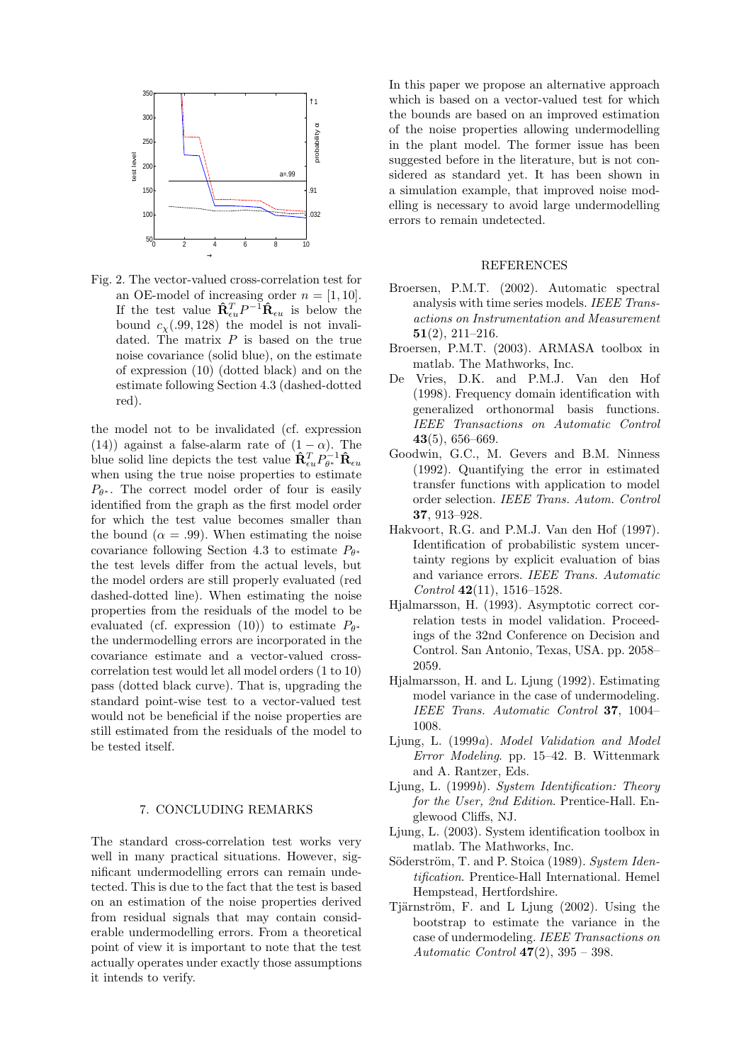350
300
250
200
150
100
50
test level
0
2
4
6
8
10
→
↑1
probability α
a=.99
.91
.032

Fig. 2. The vector-valued cross-correlation test for an OE-model of increasing order $n = [1, 10]$. If the test value $\hat{\mathbf{R}}_{\epsilon u}^T P^{-1} \hat{\mathbf{R}}_{\epsilon u}$ is below the bound $c_\chi(.99, 128)$ the model is not invalidated. The matrix $P$ is based on the true noise covariance (solid blue), on the estimate of expression (10) (dotted black) and on the estimate following Section 4.3 (dashed-dotted red).

the model not to be invalidated (cf. expression (14)) against a false-alarm rate of $(1-\alpha)$. The blue solid line depicts the test value $\hat{\mathbf{R}}_{\epsilon u}^T P_{\theta^*}^{-1} \hat{\mathbf{R}}_{\epsilon u}$ when using the true noise properties to estimate $P_{\theta^*}$. The correct model order of four is easily identified from the graph as the first model order for which the test value becomes smaller than the bound ($\alpha = .99$). When estimating the noise covariance following Section 4.3 to estimate $P_{\theta^*}$ the test levels differ from the actual levels, but the model orders are still properly evaluated (red dashed-dotted line). When estimating the noise properties from the residuals of the model to be evaluated (cf. expression (10)) to estimate $P_{\theta^*}$ the undermodelling errors are incorporated in the covariance estimate and a vector-valued cross-correlation test would let all model orders (1 to 10) pass (dotted black curve). That is, upgrading the standard point-wise test to a vector-valued test would not be beneficial if the noise properties are still estimated from the residuals of the model to be tested itself.

## 7. CONCLUDING REMARKS

The standard cross-correlation test works very well in many practical situations. However, significant undermodelling errors can remain undetected. This is due to the fact that the test is based on an estimation of the noise properties derived from residual signals that may contain considerable undermodelling errors. From a theoretical point of view it is important to note that the test actually operates under exactly those assumptions it intends to verify.

In this paper we propose an alternative approach which is based on a vector-valued test for which the bounds are based on an improved estimation of the noise properties allowing undermodelling in the plant model. The former issue has been suggested before in the literature, but is not considered as standard yet. It has been shown in a simulation example, that improved noise modelling is necessary to avoid large undermodelling errors to remain undetected.

## REFERENCES

Broersen, P.M.T. (2002). Automatic spectral analysis with time series models. *IEEE Transactions on Instrumentation and Measurement* **51**(2), 211–216.

Broersen, P.M.T. (2003). ARMASA toolbox in matlab. The Mathworks, Inc.

De Vries, D.K. and P.M.J. Van den Hof (1998). Frequency domain identification with generalized orthonormal basis functions. *IEEE Transactions on Automatic Control* **43**(5), 656–669.

Goodwin, G.C., M. Gevers and B.M. Ninness (1992). Quantifying the error in estimated transfer functions with application to model order selection. *IEEE Trans. Autom. Control* **37**, 913–928.

Hakvoort, R.G. and P.M.J. Van den Hof (1997). Identification of probabilistic system uncertainty regions by explicit evaluation of bias and variance errors. *IEEE Trans. Automatic Control* **42**(11), 1516–1528.

Hjalmarsson, H. (1993). Asymptotic correct correlation tests in model validation. Proceedings of the 32nd Conference on Decision and Control. San Antonio, Texas, USA. pp. 2058–2059.

Hjalmarsson, H. and L. Ljung (1992). Estimating model variance in the case of undermodeling. *IEEE Trans. Automatic Control* **37**, 1004–1008.

Ljung, L. (1999*a*). *Model Validation and Model Error Modeling*. pp. 15–42. B. Wittenmark and A. Rantzer, Eds.

Ljung, L. (1999*b*). *System Identification: Theory for the User, 2nd Edition*. Prentice-Hall. Englewood Cliffs, NJ.

Ljung, L. (2003). System identification toolbox in matlab. The Mathworks, Inc.

Söderström, T. and P. Stoica (1989). *System Identification*. Prentice-Hall International. Hemel Hempstead, Hertfordshire.

Tjärnström, F. and L Ljung (2002). Using the bootstrap to estimate the variance in the case of undermodeling. *IEEE Transactions on Automatic Control* **47**(2), 395 – 398.